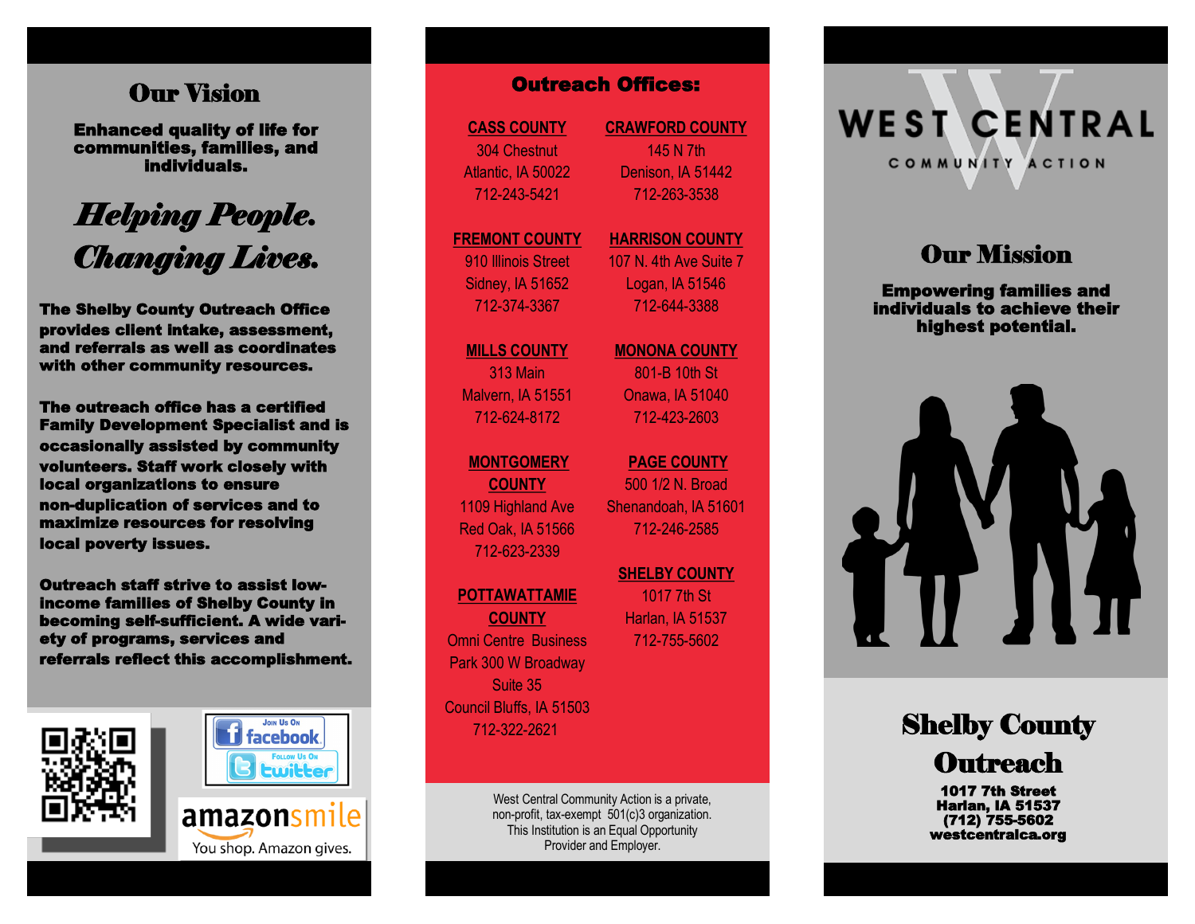## Our Vision

**Enhanced quality of life for communities, families, and individuals.**

***Helping People. Changing Lives.***

**The Shelby County Outreach Office provides client intake, assessment, and referrals as well as coordinates with other community resources.**

**The outreach office has a certified Family Development Specialist and is occasionally assisted by community volunteers. Staff work closely with local organizations to ensure non-duplication of services and to maximize resources for resolving local poverty issues.**

**Outreach staff strive to assist low-income families of Shelby County in becoming self-sufficient. A wide variety of programs, services and referrals reflect this accomplishment.**

Join Us On facebook

Follow Us On twitter

amazonsmile
You shop. Amazon gives.

## Outreach Offices:

**CASS COUNTY**
304 Chestnut
Atlantic, IA 50022
712-243-5421

**CRAWFORD COUNTY**
145 N 7th
Denison, IA 51442
712-263-3538

**FREMONT COUNTY**
910 Illinois Street
Sidney, IA 51652
712-374-3367

**HARRISON COUNTY**
107 N. 4th Ave Suite 7
Logan, IA 51546
712-644-3388

**MILLS COUNTY**
313 Main
Malvern, IA 51551
712-624-8172

**MONONA COUNTY**
801-B 10th St
Onawa, IA 51040
712-423-2603

**MONTGOMERY COUNTY**
1109 Highland Ave
Red Oak, IA 51566
712-623-2339

**PAGE COUNTY**
500 1/2 N. Broad
Shenandoah, IA 51601
712-246-2585

**POTTAWATTAMIE COUNTY**
Omni Centre Business Park 300 W Broadway
Suite 35
Council Bluffs, IA 51503
712-322-2621

**SHELBY COUNTY**
1017 7th St
Harlan, IA 51537
712-755-5602

West Central Community Action is a private, non-profit, tax-exempt 501(c)3 organization. This Institution is an Equal Opportunity Provider and Employer.

# WEST CENTRAL
COMMUNITY ACTION

## Our Mission

**Empowering families and individuals to achieve their highest potential.**

# Shelby County Outreach

**1017 7th Street**
**Harlan, IA 51537**
**(712) 755-5602**
**westcentralca.org**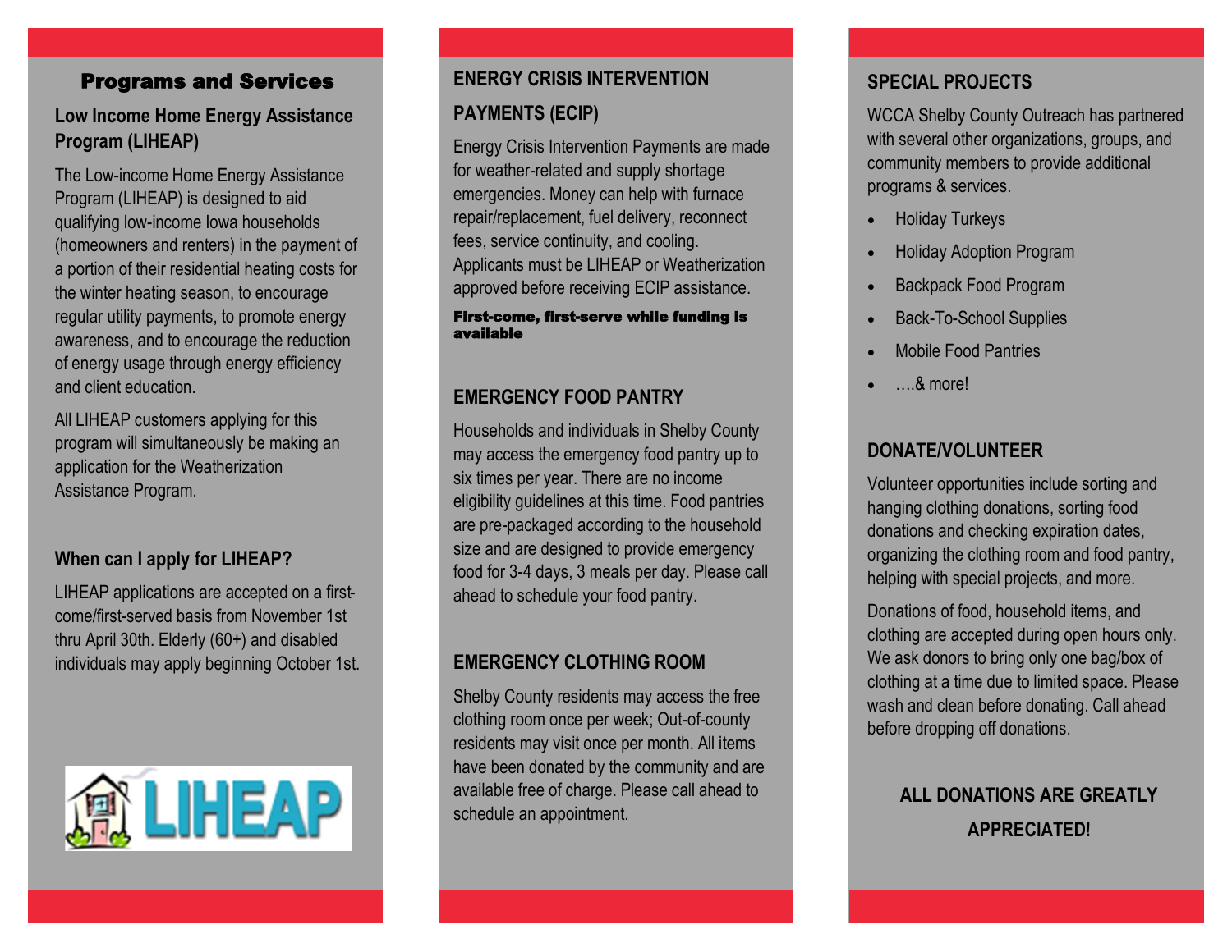## Programs and Services

### Low Income Home Energy Assistance Program (LIHEAP)

The Low-income Home Energy Assistance Program (LIHEAP) is designed to aid qualifying low-income Iowa households (homeowners and renters) in the payment of a portion of their residential heating costs for the winter heating season, to encourage regular utility payments, to promote energy awareness, and to encourage the reduction of energy usage through energy efficiency and client education.

All LIHEAP customers applying for this program will simultaneously be making an application for the Weatherization Assistance Program.

### When can I apply for LIHEAP?

LIHEAP applications are accepted on a first-come/first-served basis from November 1st thru April 30th. Elderly (60+) and disabled individuals may apply beginning October 1st.

LIHEAP

### ENERGY CRISIS INTERVENTION PAYMENTS (ECIP)

Energy Crisis Intervention Payments are made for weather-related and supply shortage emergencies. Money can help with furnace repair/replacement, fuel delivery, reconnect fees, service continuity, and cooling. Applicants must be LIHEAP or Weatherization approved before receiving ECIP assistance.

**First-come, first-serve while funding is available**

### EMERGENCY FOOD PANTRY

Households and individuals in Shelby County may access the emergency food pantry up to six times per year. There are no income eligibility guidelines at this time. Food pantries are pre-packaged according to the household size and are designed to provide emergency food for 3-4 days, 3 meals per day. Please call ahead to schedule your food pantry.

### EMERGENCY CLOTHING ROOM

Shelby County residents may access the free clothing room once per week; Out-of-county residents may visit once per month. All items have been donated by the community and are available free of charge. Please call ahead to schedule an appointment.

### SPECIAL PROJECTS

WCCA Shelby County Outreach has partnered with several other organizations, groups, and community members to provide additional programs & services.

- Holiday Turkeys
- Holiday Adoption Program
- Backpack Food Program
- Back-To-School Supplies
- Mobile Food Pantries
- ….& more!

### DONATE/VOLUNTEER

Volunteer opportunities include sorting and hanging clothing donations, sorting food donations and checking expiration dates, organizing the clothing room and food pantry, helping with special projects, and more.

Donations of food, household items, and clothing are accepted during open hours only. We ask donors to bring only one bag/box of clothing at a time due to limited space. Please wash and clean before donating. Call ahead before dropping off donations.

**ALL DONATIONS ARE GREATLY APPRECIATED!**